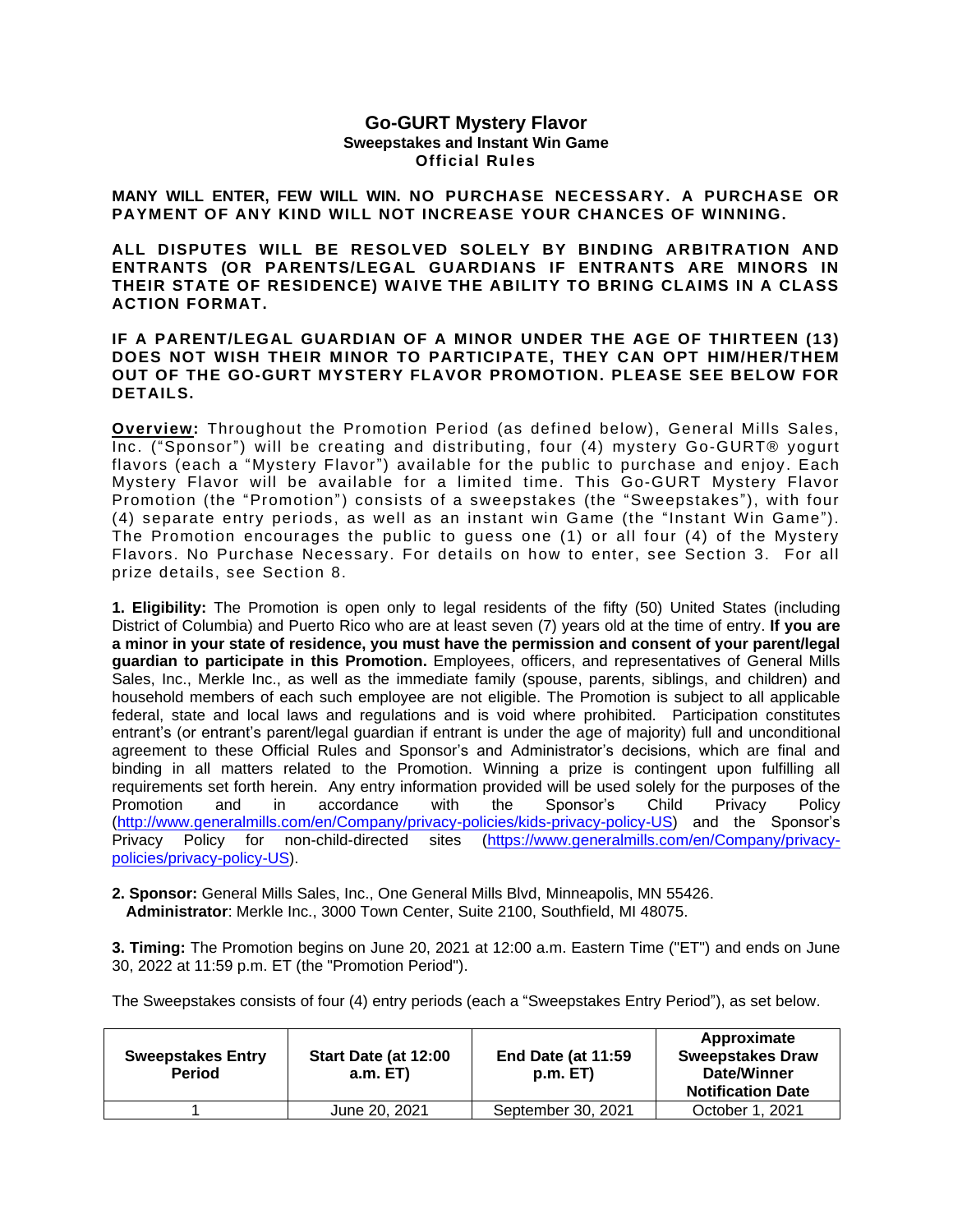# Go-GURT Mystery Flavor

### Sweepstakes and Instant Win Game

### Official Rules

**MANY WILL ENTER, FEW WILL WIN. NO PURCHASE NECESSARY. A PURCHASE OR PAYMENT OF ANY KIND WILL NOT INCREASE YOUR CHANCES OF WINNING.**

**ALL DISPUTES WILL BE RESOLVED SOLELY BY BINDING ARBITRATION AND ENTRANTS (OR PARENTS/LEGAL GUARDIANS IF ENTRANTS ARE MINORS IN THEIR STATE OF RESIDENCE) WAIVE THE ABILITY TO BRING CLAIMS IN A CLASS ACTION FORMAT.**

**IF A PARENT/LEGAL GUARDIAN OF A MINOR UNDER THE AGE OF THIRTEEN (13) DOES NOT WISH THEIR MINOR TO PARTICIPATE, THEY CAN OPT HIM/HER/THEM OUT OF THE GO-GURT MYSTERY FLAVOR PROMOTION. PLEASE SEE BELOW FOR DETAILS.**

**Overview:** Throughout the Promotion Period (as defined below), General Mills Sales, Inc. ("Sponsor") will be creating and distributing, four (4) mystery Go-GURT® yogurt flavors (each a "Mystery Flavor") available for the public to purchase and enjoy. Each Mystery Flavor will be available for a limited time. This Go-GURT Mystery Flavor Promotion (the "Promotion") consists of a sweepstakes (the "Sweepstakes"), with four (4) separate entry periods, as well as an instant win Game (the "Instant Win Game"). The Promotion encourages the public to guess one (1) or all four (4) of the Mystery Flavors. No Purchase Necessary. For details on how to enter, see Section 3. For all prize details, see Section 8.

**1. Eligibility:** The Promotion is open only to legal residents of the fifty (50) United States (including District of Columbia) and Puerto Rico who are at least seven (7) years old at the time of entry. **If you are a minor in your state of residence, you must have the permission and consent of your parent/legal guardian to participate in this Promotion.** Employees, officers, and representatives of General Mills Sales, Inc., Merkle Inc., as well as the immediate family (spouse, parents, siblings, and children) and household members of each such employee are not eligible. The Promotion is subject to all applicable federal, state and local laws and regulations and is void where prohibited. Participation constitutes entrant's (or entrant's parent/legal guardian if entrant is under the age of majority) full and unconditional agreement to these Official Rules and Sponsor's and Administrator's decisions, which are final and binding in all matters related to the Promotion. Winning a prize is contingent upon fulfilling all requirements set forth herein. Any entry information provided will be used solely for the purposes of the Promotion and in accordance with the Sponsor's Child Privacy Policy (http://www.generalmills.com/en/Company/privacy-policies/kids-privacy-policy-US) and the Sponsor's Privacy Policy for non-child-directed sites (https://www.generalmills.com/en/Company/privacy-policies/privacy-policy-US).

**2. Sponsor:** General Mills Sales, Inc., One General Mills Blvd, Minneapolis, MN 55426.
**Administrator**: Merkle Inc., 3000 Town Center, Suite 2100, Southfield, MI 48075.

**3. Timing:** The Promotion begins on June 20, 2021 at 12:00 a.m. Eastern Time ("ET") and ends on June 30, 2022 at 11:59 p.m. ET (the "Promotion Period").

The Sweepstakes consists of four (4) entry periods (each a "Sweepstakes Entry Period"), as set below.

| Sweepstakes Entry Period | Start Date (at 12:00 a.m. ET) | End Date (at 11:59 p.m. ET) | Approximate Sweepstakes Draw Date/Winner Notification Date |
|---|---|---|---|
| 1 | June 20, 2021 | September 30, 2021 | October 1, 2021 |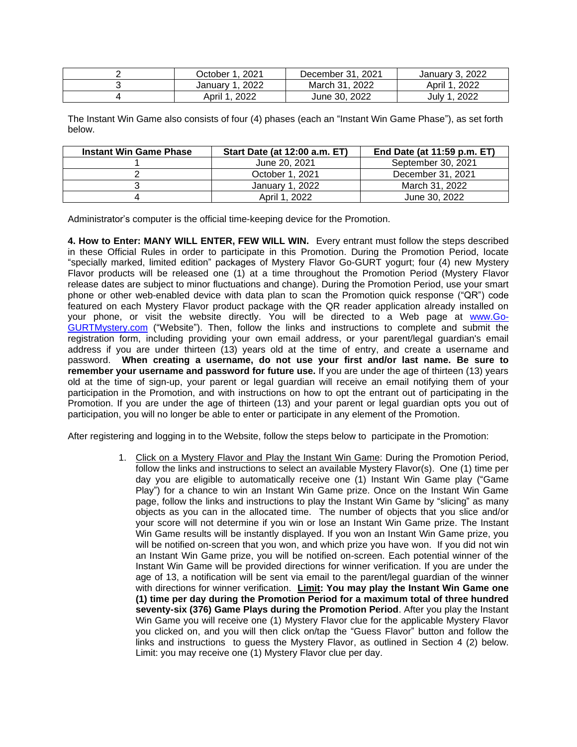| | | | |
|---|---|---|---|
| 2 | October 1, 2021 | December 31, 2021 | January 3, 2022 |
| 3 | January 1, 2022 | March 31, 2022 | April 1, 2022 |
| 4 | April 1, 2022 | June 30, 2022 | July 1, 2022 |

The Instant Win Game also consists of four (4) phases (each an "Instant Win Game Phase"), as set forth below.

| Instant Win Game Phase | Start Date (at 12:00 a.m. ET) | End Date (at 11:59 p.m. ET) |
|---|---|---|
| 1 | June 20, 2021 | September 30, 2021 |
| 2 | October 1, 2021 | December 31, 2021 |
| 3 | January 1, 2022 | March 31, 2022 |
| 4 | April 1, 2022 | June 30, 2022 |

Administrator's computer is the official time-keeping device for the Promotion.

**4. How to Enter: MANY WILL ENTER, FEW WILL WIN.** Every entrant must follow the steps described in these Official Rules in order to participate in this Promotion. During the Promotion Period, locate "specially marked, limited edition" packages of Mystery Flavor Go-GURT yogurt; four (4) new Mystery Flavor products will be released one (1) at a time throughout the Promotion Period (Mystery Flavor release dates are subject to minor fluctuations and change). During the Promotion Period, use your smart phone or other web-enabled device with data plan to scan the Promotion quick response ("QR") code featured on each Mystery Flavor product package with the QR reader application already installed on your phone, or visit the website directly. You will be directed to a Web page at www.Go-GURTMystery.com ("Website"). Then, follow the links and instructions to complete and submit the registration form, including providing your own email address, or your parent/legal guardian's email address if you are under thirteen (13) years old at the time of entry, and create a username and password. **When creating a username, do not use your first and/or last name. Be sure to remember your username and password for future use.** If you are under the age of thirteen (13) years old at the time of sign-up, your parent or legal guardian will receive an email notifying them of your participation in the Promotion, and with instructions on how to opt the entrant out of participating in the Promotion. If you are under the age of thirteen (13) and your parent or legal guardian opts you out of participation, you will no longer be able to enter or participate in any element of the Promotion.

After registering and logging in to the Website, follow the steps below to participate in the Promotion:

1. Click on a Mystery Flavor and Play the Instant Win Game: During the Promotion Period, follow the links and instructions to select an available Mystery Flavor(s). One (1) time per day you are eligible to automatically receive one (1) Instant Win Game play ("Game Play") for a chance to win an Instant Win Game prize. Once on the Instant Win Game page, follow the links and instructions to play the Instant Win Game by "slicing" as many objects as you can in the allocated time. The number of objects that you slice and/or your score will not determine if you win or lose an Instant Win Game prize. The Instant Win Game results will be instantly displayed. If you won an Instant Win Game prize, you will be notified on-screen that you won, and which prize you have won. If you did not win an Instant Win Game prize, you will be notified on-screen. Each potential winner of the Instant Win Game will be provided directions for winner verification. If you are under the age of 13, a notification will be sent via email to the parent/legal guardian of the winner with directions for winner verification. **Limit: You may play the Instant Win Game one (1) time per day during the Promotion Period for a maximum total of three hundred seventy-six (376) Game Plays during the Promotion Period**. After you play the Instant Win Game you will receive one (1) Mystery Flavor clue for the applicable Mystery Flavor you clicked on, and you will then click on/tap the "Guess Flavor" button and follow the links and instructions to guess the Mystery Flavor, as outlined in Section 4 (2) below. Limit: you may receive one (1) Mystery Flavor clue per day.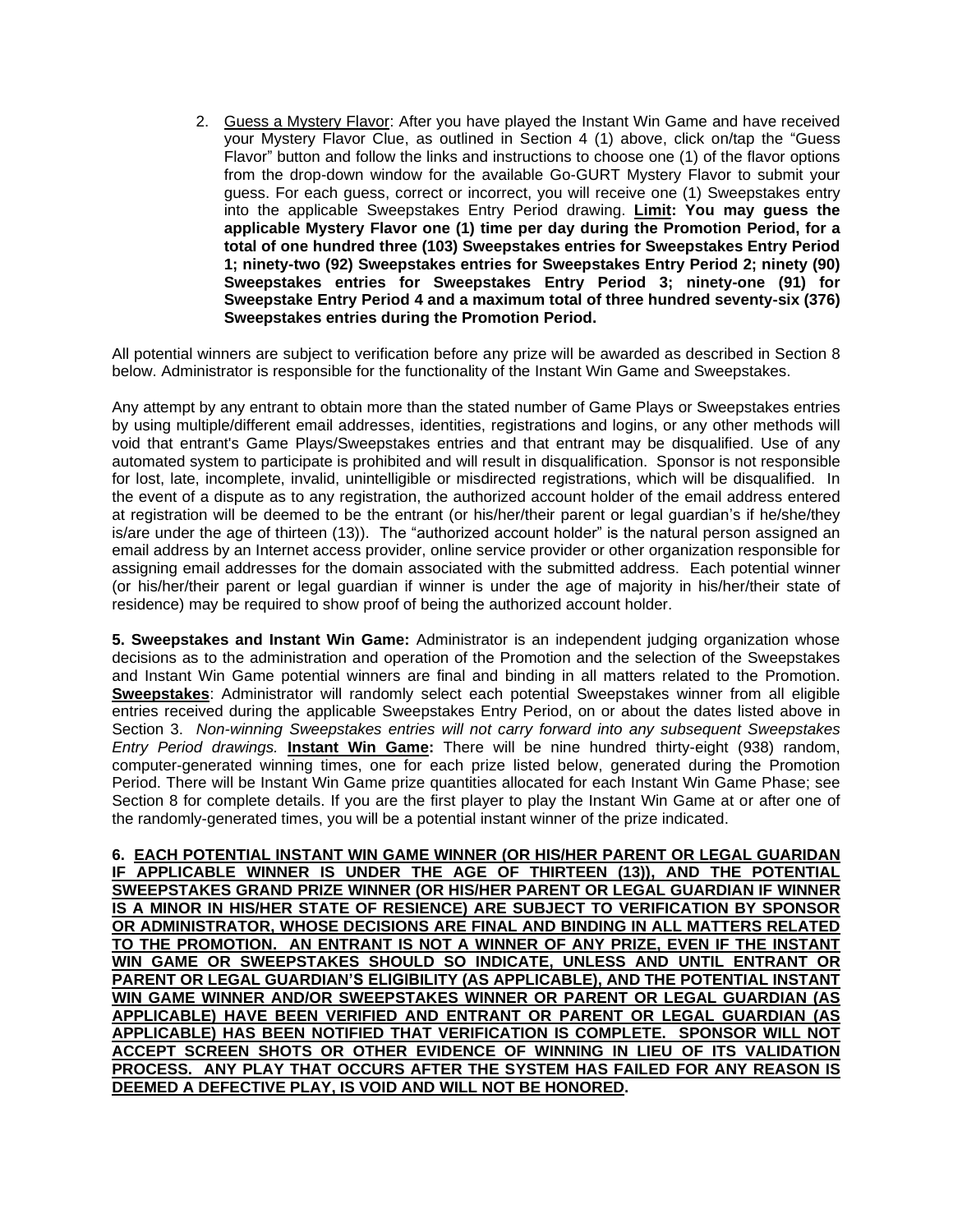2. Guess a Mystery Flavor: After you have played the Instant Win Game and have received your Mystery Flavor Clue, as outlined in Section 4 (1) above, click on/tap the "Guess Flavor" button and follow the links and instructions to choose one (1) of the flavor options from the drop-down window for the available Go-GURT Mystery Flavor to submit your guess. For each guess, correct or incorrect, you will receive one (1) Sweepstakes entry into the applicable Sweepstakes Entry Period drawing. **Limit: You may guess the applicable Mystery Flavor one (1) time per day during the Promotion Period, for a total of one hundred three (103) Sweepstakes entries for Sweepstakes Entry Period 1; ninety-two (92) Sweepstakes entries for Sweepstakes Entry Period 2; ninety (90) Sweepstakes entries for Sweepstakes Entry Period 3; ninety-one (91) for Sweepstake Entry Period 4 and a maximum total of three hundred seventy-six (376) Sweepstakes entries during the Promotion Period.**

All potential winners are subject to verification before any prize will be awarded as described in Section 8 below. Administrator is responsible for the functionality of the Instant Win Game and Sweepstakes.

Any attempt by any entrant to obtain more than the stated number of Game Plays or Sweepstakes entries by using multiple/different email addresses, identities, registrations and logins, or any other methods will void that entrant's Game Plays/Sweepstakes entries and that entrant may be disqualified. Use of any automated system to participate is prohibited and will result in disqualification. Sponsor is not responsible for lost, late, incomplete, invalid, unintelligible or misdirected registrations, which will be disqualified. In the event of a dispute as to any registration, the authorized account holder of the email address entered at registration will be deemed to be the entrant (or his/her/their parent or legal guardian's if he/she/they is/are under the age of thirteen (13)). The "authorized account holder" is the natural person assigned an email address by an Internet access provider, online service provider or other organization responsible for assigning email addresses for the domain associated with the submitted address. Each potential winner (or his/her/their parent or legal guardian if winner is under the age of majority in his/her/their state of residence) may be required to show proof of being the authorized account holder.

**5. Sweepstakes and Instant Win Game:** Administrator is an independent judging organization whose decisions as to the administration and operation of the Promotion and the selection of the Sweepstakes and Instant Win Game potential winners are final and binding in all matters related to the Promotion. **Sweepstakes**: Administrator will randomly select each potential Sweepstakes winner from all eligible entries received during the applicable Sweepstakes Entry Period, on or about the dates listed above in Section 3. *Non-winning Sweepstakes entries will not carry forward into any subsequent Sweepstakes Entry Period drawings.* **Instant Win Game:** There will be nine hundred thirty-eight (938) random, computer-generated winning times, one for each prize listed below, generated during the Promotion Period. There will be Instant Win Game prize quantities allocated for each Instant Win Game Phase; see Section 8 for complete details. If you are the first player to play the Instant Win Game at or after one of the randomly-generated times, you will be a potential instant winner of the prize indicated.

**6. EACH POTENTIAL INSTANT WIN GAME WINNER (OR HIS/HER PARENT OR LEGAL GUARIDAN IF APPLICABLE WINNER IS UNDER THE AGE OF THIRTEEN (13)), AND THE POTENTIAL SWEEPSTAKES GRAND PRIZE WINNER (OR HIS/HER PARENT OR LEGAL GUARDIAN IF WINNER IS A MINOR IN HIS/HER STATE OF RESIENCE) ARE SUBJECT TO VERIFICATION BY SPONSOR OR ADMINISTRATOR, WHOSE DECISIONS ARE FINAL AND BINDING IN ALL MATTERS RELATED TO THE PROMOTION. AN ENTRANT IS NOT A WINNER OF ANY PRIZE, EVEN IF THE INSTANT WIN GAME OR SWEEPSTAKES SHOULD SO INDICATE, UNLESS AND UNTIL ENTRANT OR PARENT OR LEGAL GUARDIAN'S ELIGIBILITY (AS APPLICABLE), AND THE POTENTIAL INSTANT WIN GAME WINNER AND/OR SWEEPSTAKES WINNER OR PARENT OR LEGAL GUARDIAN (AS APPLICABLE) HAVE BEEN VERIFIED AND ENTRANT OR PARENT OR LEGAL GUARDIAN (AS APPLICABLE) HAS BEEN NOTIFIED THAT VERIFICATION IS COMPLETE. SPONSOR WILL NOT ACCEPT SCREEN SHOTS OR OTHER EVIDENCE OF WINNING IN LIEU OF ITS VALIDATION PROCESS. ANY PLAY THAT OCCURS AFTER THE SYSTEM HAS FAILED FOR ANY REASON IS DEEMED A DEFECTIVE PLAY, IS VOID AND WILL NOT BE HONORED.**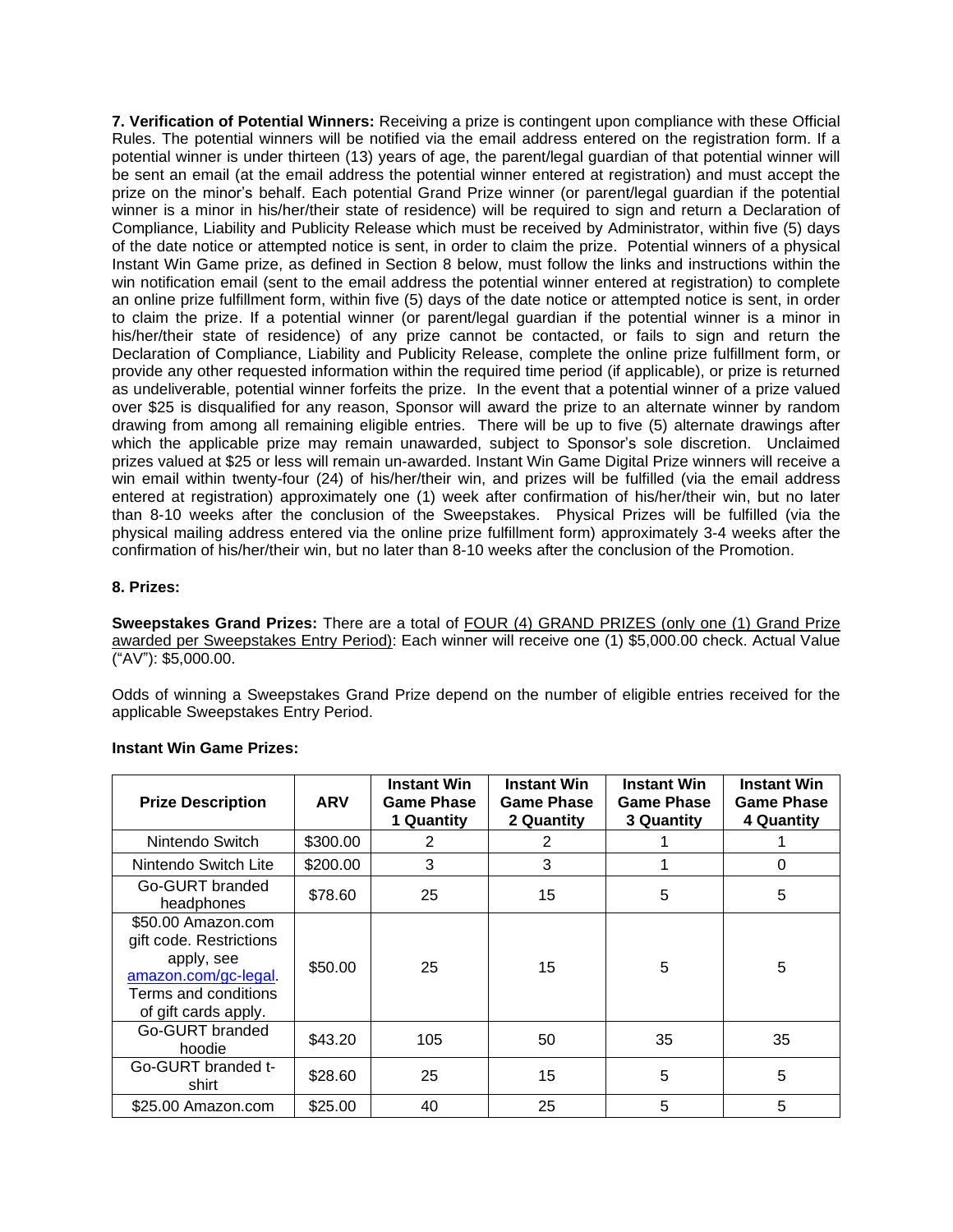**7. Verification of Potential Winners:** Receiving a prize is contingent upon compliance with these Official Rules. The potential winners will be notified via the email address entered on the registration form. If a potential winner is under thirteen (13) years of age, the parent/legal guardian of that potential winner will be sent an email (at the email address the potential winner entered at registration) and must accept the prize on the minor's behalf. Each potential Grand Prize winner (or parent/legal guardian if the potential winner is a minor in his/her/their state of residence) will be required to sign and return a Declaration of Compliance, Liability and Publicity Release which must be received by Administrator, within five (5) days of the date notice or attempted notice is sent, in order to claim the prize. Potential winners of a physical Instant Win Game prize, as defined in Section 8 below, must follow the links and instructions within the win notification email (sent to the email address the potential winner entered at registration) to complete an online prize fulfillment form, within five (5) days of the date notice or attempted notice is sent, in order to claim the prize. If a potential winner (or parent/legal guardian if the potential winner is a minor in his/her/their state of residence) of any prize cannot be contacted, or fails to sign and return the Declaration of Compliance, Liability and Publicity Release, complete the online prize fulfillment form, or provide any other requested information within the required time period (if applicable), or prize is returned as undeliverable, potential winner forfeits the prize. In the event that a potential winner of a prize valued over $25 is disqualified for any reason, Sponsor will award the prize to an alternate winner by random drawing from among all remaining eligible entries. There will be up to five (5) alternate drawings after which the applicable prize may remain unawarded, subject to Sponsor's sole discretion. Unclaimed prizes valued at $25 or less will remain un-awarded. Instant Win Game Digital Prize winners will receive a win email within twenty-four (24) of his/her/their win, and prizes will be fulfilled (via the email address entered at registration) approximately one (1) week after confirmation of his/her/their win, but no later than 8-10 weeks after the conclusion of the Sweepstakes. Physical Prizes will be fulfilled (via the physical mailing address entered via the online prize fulfillment form) approximately 3-4 weeks after the confirmation of his/her/their win, but no later than 8-10 weeks after the conclusion of the Promotion.

**8. Prizes:**

**Sweepstakes Grand Prizes:** There are a total of FOUR (4) GRAND PRIZES (only one (1) Grand Prize awarded per Sweepstakes Entry Period): Each winner will receive one (1) $5,000.00 check. Actual Value ("AV"): $5,000.00.

Odds of winning a Sweepstakes Grand Prize depend on the number of eligible entries received for the applicable Sweepstakes Entry Period.

**Instant Win Game Prizes:**

| Prize Description | ARV | Instant Win Game Phase 1 Quantity | Instant Win Game Phase 2 Quantity | Instant Win Game Phase 3 Quantity | Instant Win Game Phase 4 Quantity |
|---|---|---|---|---|---|
| Nintendo Switch | $300.00 | 2 | 2 | 1 | 1 |
| Nintendo Switch Lite | $200.00 | 3 | 3 | 1 | 0 |
| Go-GURT branded headphones | $78.60 | 25 | 15 | 5 | 5 |
| $50.00 Amazon.com gift code. Restrictions apply, see amazon.com/gc-legal. Terms and conditions of gift cards apply. | $50.00 | 25 | 15 | 5 | 5 |
| Go-GURT branded hoodie | $43.20 | 105 | 50 | 35 | 35 |
| Go-GURT branded t-shirt | $28.60 | 25 | 15 | 5 | 5 |
| $25.00 Amazon.com | $25.00 | 40 | 25 | 5 | 5 |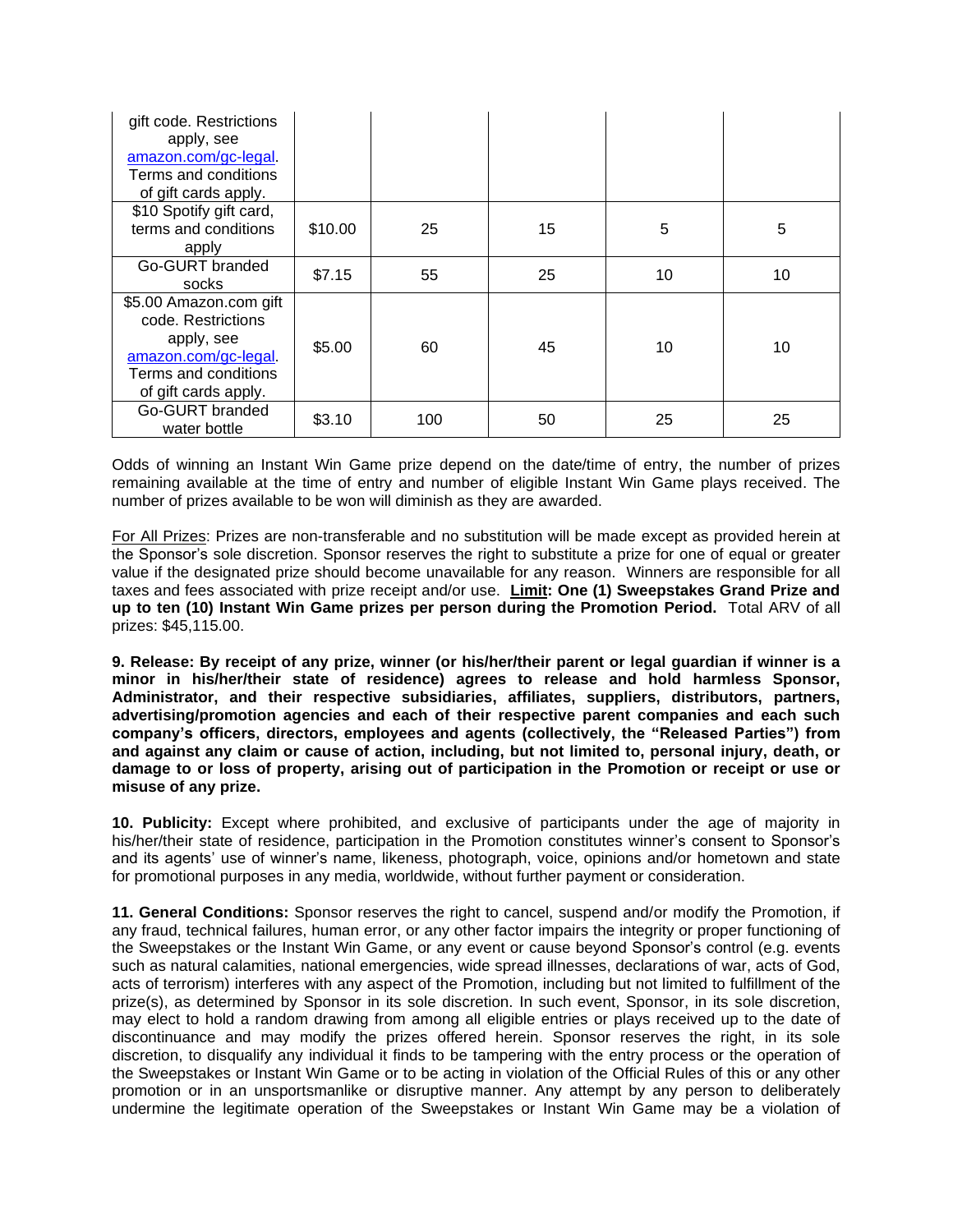| | | | | | |
|---|---|---|---|---|---|
| gift code. Restrictions apply, see amazon.com/gc-legal. Terms and conditions of gift cards apply. | | | | | |
| $10 Spotify gift card, terms and conditions apply | $10.00 | 25 | 15 | 5 | 5 |
| Go-GURT branded socks | $7.15 | 55 | 25 | 10 | 10 |
| $5.00 Amazon.com gift code. Restrictions apply, see amazon.com/gc-legal. Terms and conditions of gift cards apply. | $5.00 | 60 | 45 | 10 | 10 |
| Go-GURT branded water bottle | $3.10 | 100 | 50 | 25 | 25 |

Odds of winning an Instant Win Game prize depend on the date/time of entry, the number of prizes remaining available at the time of entry and number of eligible Instant Win Game plays received. The number of prizes available to be won will diminish as they are awarded.

For All Prizes: Prizes are non-transferable and no substitution will be made except as provided herein at the Sponsor's sole discretion. Sponsor reserves the right to substitute a prize for one of equal or greater value if the designated prize should become unavailable for any reason. Winners are responsible for all taxes and fees associated with prize receipt and/or use. **Limit: One (1) Sweepstakes Grand Prize and up to ten (10) Instant Win Game prizes per person during the Promotion Period.** Total ARV of all prizes: $45,115.00.

**9. Release: By receipt of any prize, winner (or his/her/their parent or legal guardian if winner is a minor in his/her/their state of residence) agrees to release and hold harmless Sponsor, Administrator, and their respective subsidiaries, affiliates, suppliers, distributors, partners, advertising/promotion agencies and each of their respective parent companies and each such company's officers, directors, employees and agents (collectively, the "Released Parties") from and against any claim or cause of action, including, but not limited to, personal injury, death, or damage to or loss of property, arising out of participation in the Promotion or receipt or use or misuse of any prize.**

**10. Publicity:** Except where prohibited, and exclusive of participants under the age of majority in his/her/their state of residence, participation in the Promotion constitutes winner's consent to Sponsor's and its agents' use of winner's name, likeness, photograph, voice, opinions and/or hometown and state for promotional purposes in any media, worldwide, without further payment or consideration.

**11. General Conditions:** Sponsor reserves the right to cancel, suspend and/or modify the Promotion, if any fraud, technical failures, human error, or any other factor impairs the integrity or proper functioning of the Sweepstakes or the Instant Win Game, or any event or cause beyond Sponsor's control (e.g. events such as natural calamities, national emergencies, wide spread illnesses, declarations of war, acts of God, acts of terrorism) interferes with any aspect of the Promotion, including but not limited to fulfillment of the prize(s), as determined by Sponsor in its sole discretion. In such event, Sponsor, in its sole discretion, may elect to hold a random drawing from among all eligible entries or plays received up to the date of discontinuance and may modify the prizes offered herein. Sponsor reserves the right, in its sole discretion, to disqualify any individual it finds to be tampering with the entry process or the operation of the Sweepstakes or Instant Win Game or to be acting in violation of the Official Rules of this or any other promotion or in an unsportsmanlike or disruptive manner. Any attempt by any person to deliberately undermine the legitimate operation of the Sweepstakes or Instant Win Game may be a violation of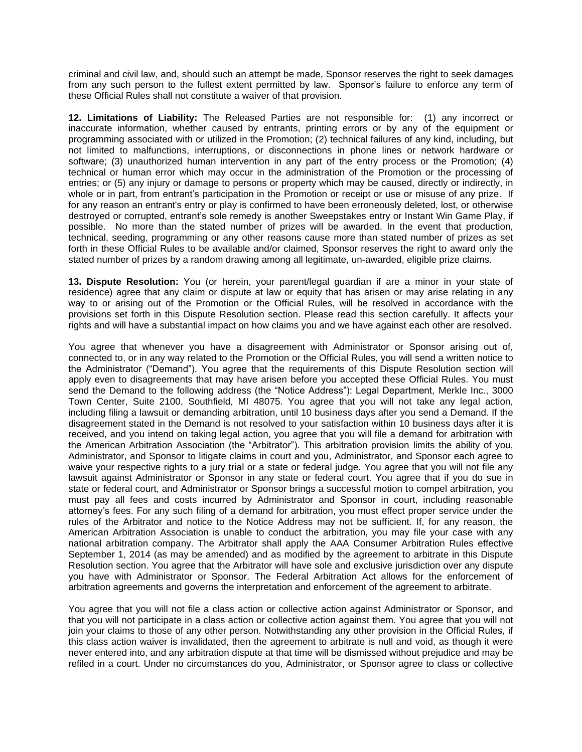criminal and civil law, and, should such an attempt be made, Sponsor reserves the right to seek damages from any such person to the fullest extent permitted by law. Sponsor's failure to enforce any term of these Official Rules shall not constitute a waiver of that provision.

**12. Limitations of Liability:** The Released Parties are not responsible for: (1) any incorrect or inaccurate information, whether caused by entrants, printing errors or by any of the equipment or programming associated with or utilized in the Promotion; (2) technical failures of any kind, including, but not limited to malfunctions, interruptions, or disconnections in phone lines or network hardware or software; (3) unauthorized human intervention in any part of the entry process or the Promotion; (4) technical or human error which may occur in the administration of the Promotion or the processing of entries; or (5) any injury or damage to persons or property which may be caused, directly or indirectly, in whole or in part, from entrant's participation in the Promotion or receipt or use or misuse of any prize. If for any reason an entrant's entry or play is confirmed to have been erroneously deleted, lost, or otherwise destroyed or corrupted, entrant's sole remedy is another Sweepstakes entry or Instant Win Game Play, if possible. No more than the stated number of prizes will be awarded. In the event that production, technical, seeding, programming or any other reasons cause more than stated number of prizes as set forth in these Official Rules to be available and/or claimed, Sponsor reserves the right to award only the stated number of prizes by a random drawing among all legitimate, un-awarded, eligible prize claims.

**13. Dispute Resolution:** You (or herein, your parent/legal guardian if are a minor in your state of residence) agree that any claim or dispute at law or equity that has arisen or may arise relating in any way to or arising out of the Promotion or the Official Rules, will be resolved in accordance with the provisions set forth in this Dispute Resolution section. Please read this section carefully. It affects your rights and will have a substantial impact on how claims you and we have against each other are resolved.

You agree that whenever you have a disagreement with Administrator or Sponsor arising out of, connected to, or in any way related to the Promotion or the Official Rules, you will send a written notice to the Administrator ("Demand"). You agree that the requirements of this Dispute Resolution section will apply even to disagreements that may have arisen before you accepted these Official Rules. You must send the Demand to the following address (the "Notice Address"): Legal Department, Merkle Inc., 3000 Town Center, Suite 2100, Southfield, MI 48075. You agree that you will not take any legal action, including filing a lawsuit or demanding arbitration, until 10 business days after you send a Demand. If the disagreement stated in the Demand is not resolved to your satisfaction within 10 business days after it is received, and you intend on taking legal action, you agree that you will file a demand for arbitration with the American Arbitration Association (the "Arbitrator"). This arbitration provision limits the ability of you, Administrator, and Sponsor to litigate claims in court and you, Administrator, and Sponsor each agree to waive your respective rights to a jury trial or a state or federal judge. You agree that you will not file any lawsuit against Administrator or Sponsor in any state or federal court. You agree that if you do sue in state or federal court, and Administrator or Sponsor brings a successful motion to compel arbitration, you must pay all fees and costs incurred by Administrator and Sponsor in court, including reasonable attorney's fees. For any such filing of a demand for arbitration, you must effect proper service under the rules of the Arbitrator and notice to the Notice Address may not be sufficient. If, for any reason, the American Arbitration Association is unable to conduct the arbitration, you may file your case with any national arbitration company. The Arbitrator shall apply the AAA Consumer Arbitration Rules effective September 1, 2014 (as may be amended) and as modified by the agreement to arbitrate in this Dispute Resolution section. You agree that the Arbitrator will have sole and exclusive jurisdiction over any dispute you have with Administrator or Sponsor. The Federal Arbitration Act allows for the enforcement of arbitration agreements and governs the interpretation and enforcement of the agreement to arbitrate.

You agree that you will not file a class action or collective action against Administrator or Sponsor, and that you will not participate in a class action or collective action against them. You agree that you will not join your claims to those of any other person. Notwithstanding any other provision in the Official Rules, if this class action waiver is invalidated, then the agreement to arbitrate is null and void, as though it were never entered into, and any arbitration dispute at that time will be dismissed without prejudice and may be refiled in a court. Under no circumstances do you, Administrator, or Sponsor agree to class or collective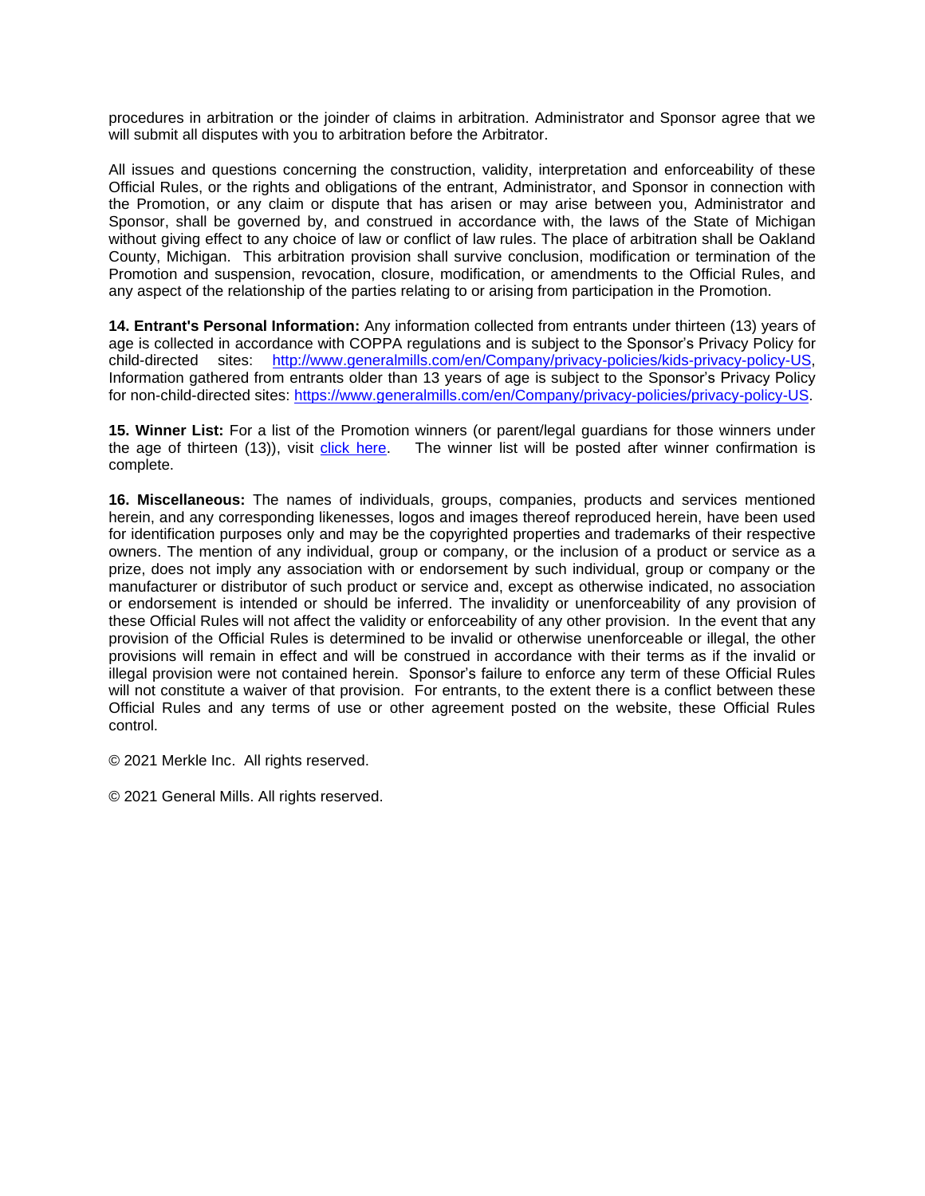procedures in arbitration or the joinder of claims in arbitration. Administrator and Sponsor agree that we will submit all disputes with you to arbitration before the Arbitrator.

All issues and questions concerning the construction, validity, interpretation and enforceability of these Official Rules, or the rights and obligations of the entrant, Administrator, and Sponsor in connection with the Promotion, or any claim or dispute that has arisen or may arise between you, Administrator and Sponsor, shall be governed by, and construed in accordance with, the laws of the State of Michigan without giving effect to any choice of law or conflict of law rules. The place of arbitration shall be Oakland County, Michigan. This arbitration provision shall survive conclusion, modification or termination of the Promotion and suspension, revocation, closure, modification, or amendments to the Official Rules, and any aspect of the relationship of the parties relating to or arising from participation in the Promotion.

**14. Entrant's Personal Information:** Any information collected from entrants under thirteen (13) years of age is collected in accordance with COPPA regulations and is subject to the Sponsor's Privacy Policy for child-directed sites: http://www.generalmills.com/en/Company/privacy-policies/kids-privacy-policy-US, Information gathered from entrants older than 13 years of age is subject to the Sponsor's Privacy Policy for non-child-directed sites: https://www.generalmills.com/en/Company/privacy-policies/privacy-policy-US.

**15. Winner List:** For a list of the Promotion winners (or parent/legal guardians for those winners under the age of thirteen (13)), visit click here. The winner list will be posted after winner confirmation is complete.

**16. Miscellaneous:** The names of individuals, groups, companies, products and services mentioned herein, and any corresponding likenesses, logos and images thereof reproduced herein, have been used for identification purposes only and may be the copyrighted properties and trademarks of their respective owners. The mention of any individual, group or company, or the inclusion of a product or service as a prize, does not imply any association with or endorsement by such individual, group or company or the manufacturer or distributor of such product or service and, except as otherwise indicated, no association or endorsement is intended or should be inferred. The invalidity or unenforceability of any provision of these Official Rules will not affect the validity or enforceability of any other provision. In the event that any provision of the Official Rules is determined to be invalid or otherwise unenforceable or illegal, the other provisions will remain in effect and will be construed in accordance with their terms as if the invalid or illegal provision were not contained herein. Sponsor's failure to enforce any term of these Official Rules will not constitute a waiver of that provision. For entrants, to the extent there is a conflict between these Official Rules and any terms of use or other agreement posted on the website, these Official Rules control.

© 2021 Merkle Inc. All rights reserved.

© 2021 General Mills. All rights reserved.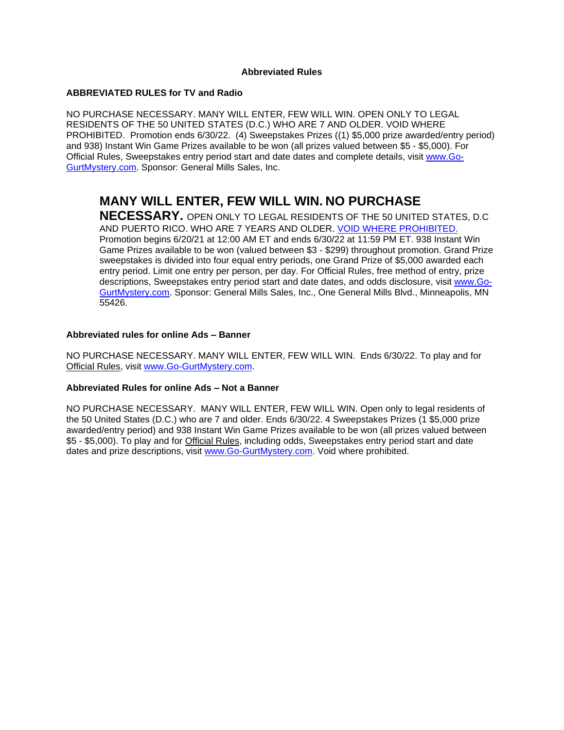**Abbreviated Rules**

**ABBREVIATED RULES for TV and Radio**

NO PURCHASE NECESSARY. MANY WILL ENTER, FEW WILL WIN. OPEN ONLY TO LEGAL RESIDENTS OF THE 50 UNITED STATES (D.C.) WHO ARE 7 AND OLDER. VOID WHERE PROHIBITED. Promotion ends 6/30/22. (4) Sweepstakes Prizes ((1) $5,000 prize awarded/entry period) and 938) Instant Win Game Prizes available to be won (all prizes valued between $5 - $5,000). For Official Rules, Sweepstakes entry period start and date dates and complete details, visit www.Go-GurtMystery.com. Sponsor: General Mills Sales, Inc.

**MANY WILL ENTER, FEW WILL WIN. NO PURCHASE NECESSARY.** OPEN ONLY TO LEGAL RESIDENTS OF THE 50 UNITED STATES, D.C AND PUERTO RICO. WHO ARE 7 YEARS AND OLDER. VOID WHERE PROHIBITED. Promotion begins 6/20/21 at 12:00 AM ET and ends 6/30/22 at 11:59 PM ET. 938 Instant Win Game Prizes available to be won (valued between $3 - $299) throughout promotion. Grand Prize sweepstakes is divided into four equal entry periods, one Grand Prize of $5,000 awarded each entry period. Limit one entry per person, per day. For Official Rules, free method of entry, prize descriptions, Sweepstakes entry period start and date dates, and odds disclosure, visit www.Go-GurtMystery.com. Sponsor: General Mills Sales, Inc., One General Mills Blvd., Minneapolis, MN 55426.

**Abbreviated rules for online Ads – Banner**

NO PURCHASE NECESSARY. MANY WILL ENTER, FEW WILL WIN. Ends 6/30/22. To play and for Official Rules, visit www.Go-GurtMystery.com.

**Abbreviated Rules for online Ads – Not a Banner**

NO PURCHASE NECESSARY. MANY WILL ENTER, FEW WILL WIN. Open only to legal residents of the 50 United States (D.C.) who are 7 and older. Ends 6/30/22. 4 Sweepstakes Prizes (1 $5,000 prize awarded/entry period) and 938 Instant Win Game Prizes available to be won (all prizes valued between $5 - $5,000). To play and for Official Rules, including odds, Sweepstakes entry period start and date dates and prize descriptions, visit www.Go-GurtMystery.com. Void where prohibited.